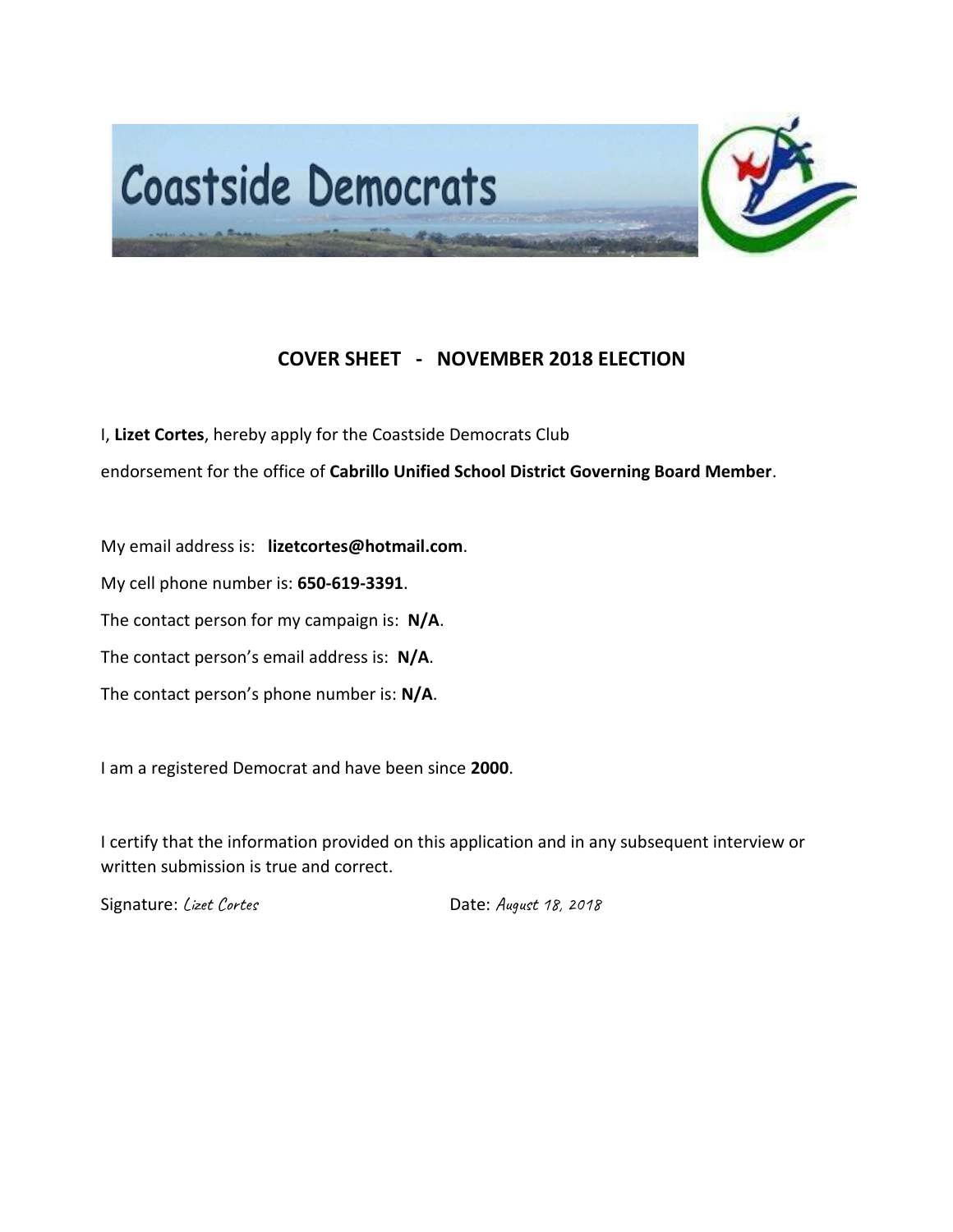# Coastside Democrats

## COVER SHEET - NOVEMBER 2018 ELECTION

I, **Lizet Cortes**, hereby apply for the Coastside Democrats Club endorsement for the office of **Cabrillo Unified School District Governing Board Member**.

My email address is: **lizetcortes@hotmail.com**.

My cell phone number is: **650-619-3391**.

The contact person for my campaign is: **N/A**.

The contact person's email address is: **N/A**.

The contact person's phone number is: **N/A**.

I am a registered Democrat and have been since **2000**.

I certify that the information provided on this application and in any subsequent interview or written submission is true and correct.

Signature: *Lizet Cortes* Date: *August 18, 2018*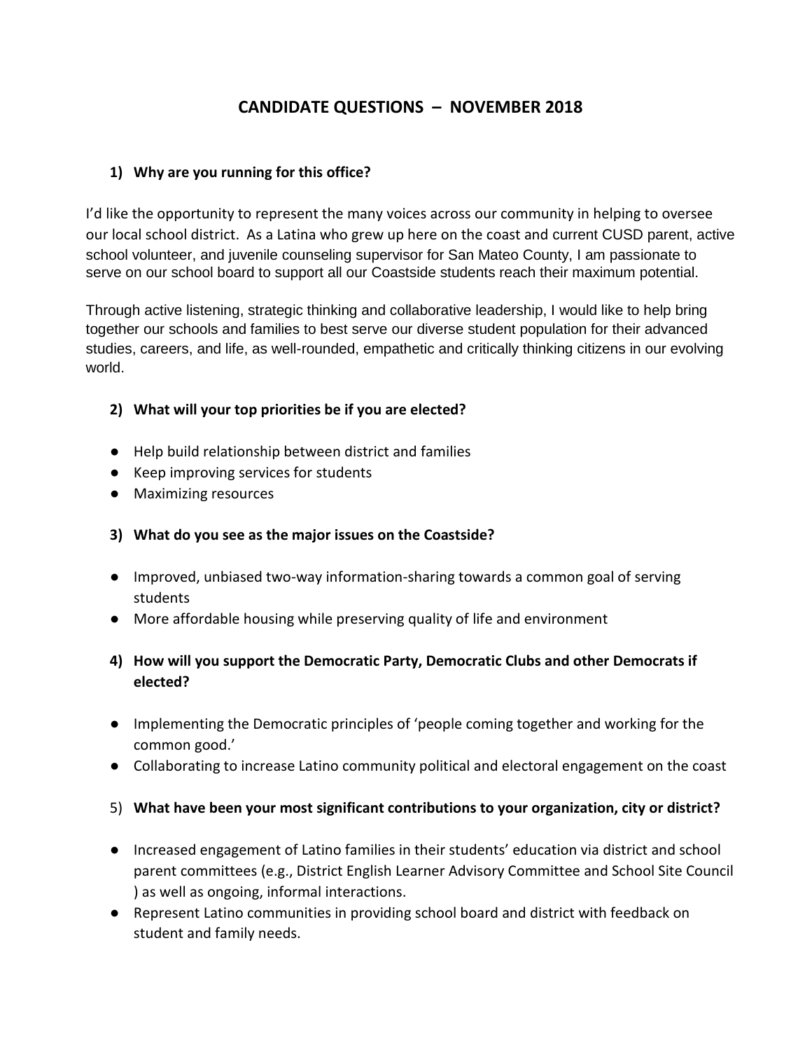# CANDIDATE QUESTIONS – NOVEMBER 2018

### 1) Why are you running for this office?

I'd like the opportunity to represent the many voices across our community in helping to oversee our local school district. As a Latina who grew up here on the coast and current CUSD parent, active school volunteer, and juvenile counseling supervisor for San Mateo County, I am passionate to serve on our school board to support all our Coastside students reach their maximum potential.

Through active listening, strategic thinking and collaborative leadership, I would like to help bring together our schools and families to best serve our diverse student population for their advanced studies, careers, and life, as well-rounded, empathetic and critically thinking citizens in our evolving world.

### 2) What will your top priorities be if you are elected?

- Help build relationship between district and families
- Keep improving services for students
- Maximizing resources

### 3) What do you see as the major issues on the Coastside?

- Improved, unbiased two-way information-sharing towards a common goal of serving students
- More affordable housing while preserving quality of life and environment

### 4) How will you support the Democratic Party, Democratic Clubs and other Democrats if elected?

- Implementing the Democratic principles of 'people coming together and working for the common good.'
- Collaborating to increase Latino community political and electoral engagement on the coast

### 5) What have been your most significant contributions to your organization, city or district?

- Increased engagement of Latino families in their students' education via district and school parent committees (e.g., District English Learner Advisory Committee and School Site Council ) as well as ongoing, informal interactions.
- Represent Latino communities in providing school board and district with feedback on student and family needs.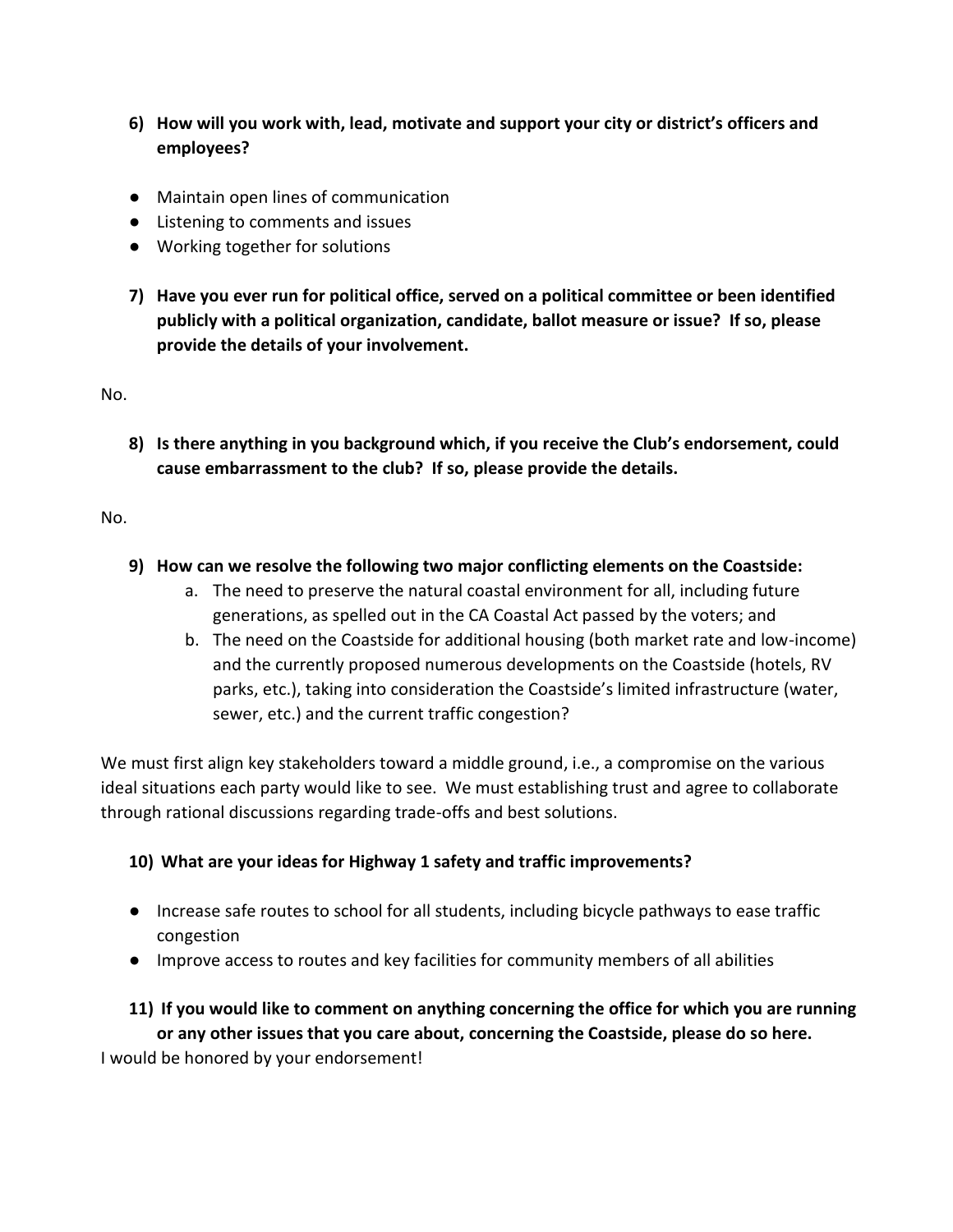6) **How will you work with, lead, motivate and support your city or district's officers and employees?**

- Maintain open lines of communication
- Listening to comments and issues
- Working together for solutions

7) **Have you ever run for political office, served on a political committee or been identified publicly with a political organization, candidate, ballot measure or issue? If so, please provide the details of your involvement.**

No.

8) **Is there anything in you background which, if you receive the Club's endorsement, could cause embarrassment to the club? If so, please provide the details.**

No.

9) **How can we resolve the following two major conflicting elements on the Coastside:**
   a. The need to preserve the natural coastal environment for all, including future generations, as spelled out in the CA Coastal Act passed by the voters; and
   b. The need on the Coastside for additional housing (both market rate and low-income) and the currently proposed numerous developments on the Coastside (hotels, RV parks, etc.), taking into consideration the Coastside's limited infrastructure (water, sewer, etc.) and the current traffic congestion?

We must first align key stakeholders toward a middle ground, i.e., a compromise on the various ideal situations each party would like to see. We must establishing trust and agree to collaborate through rational discussions regarding trade-offs and best solutions.

10) **What are your ideas for Highway 1 safety and traffic improvements?**

- Increase safe routes to school for all students, including bicycle pathways to ease traffic congestion
- Improve access to routes and key facilities for community members of all abilities

11) **If you would like to comment on anything concerning the office for which you are running or any other issues that you care about, concerning the Coastside, please do so here.**

I would be honored by your endorsement!